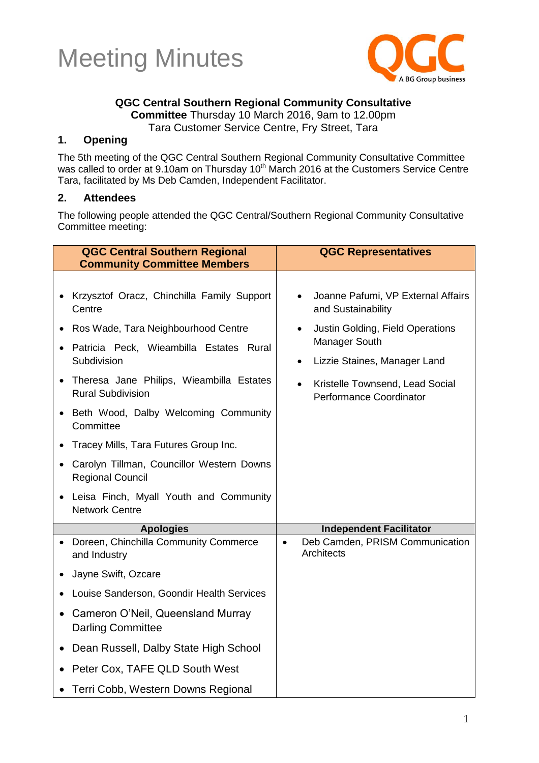# Meeting Minutes

**QGC Central Southern Regional Community Consultative Committee** Thursday 10 March 2016, 9am to 12.00pm
Tara Customer Service Centre, Fry Street, Tara

## 1. Opening

The 5th meeting of the QGC Central Southern Regional Community Consultative Committee was called to order at 9.10am on Thursday 10th March 2016 at the Customers Service Centre Tara, facilitated by Ms Deb Camden, Independent Facilitator.

## 2. Attendees

The following people attended the QGC Central/Southern Regional Community Consultative Committee meeting:

| QGC Central Southern Regional Community Committee Members | QGC Representatives |
|---|---|
| • Krzysztof Oracz, Chinchilla Family Support Centre<br>• Ros Wade, Tara Neighbourhood Centre<br>• Patricia Peck, Wieambilla Estates Rural Subdivision<br>• Theresa Jane Philips, Wieambilla Estates Rural Subdivision<br>• Beth Wood, Dalby Welcoming Community Committee<br>• Tracey Mills, Tara Futures Group Inc.<br>• Carolyn Tillman, Councillor Western Downs Regional Council<br>• Leisa Finch, Myall Youth and Community Network Centre | • Joanne Pafumi, VP External Affairs and Sustainability<br>• Justin Golding, Field Operations Manager South<br>• Lizzie Staines, Manager Land<br>• Kristelle Townsend, Lead Social Performance Coordinator |
| **Apologies** | **Independent Facilitator** |
| • Doreen, Chinchilla Community Commerce and Industry<br>• Jayne Swift, Ozcare<br>• Louise Sanderson, Goondir Health Services<br>• Cameron O'Neil, Queensland Murray Darling Committee<br>• Dean Russell, Dalby State High School<br>• Peter Cox, TAFE QLD South West<br>• Terri Cobb, Western Downs Regional | • Deb Camden, PRISM Communication Architects |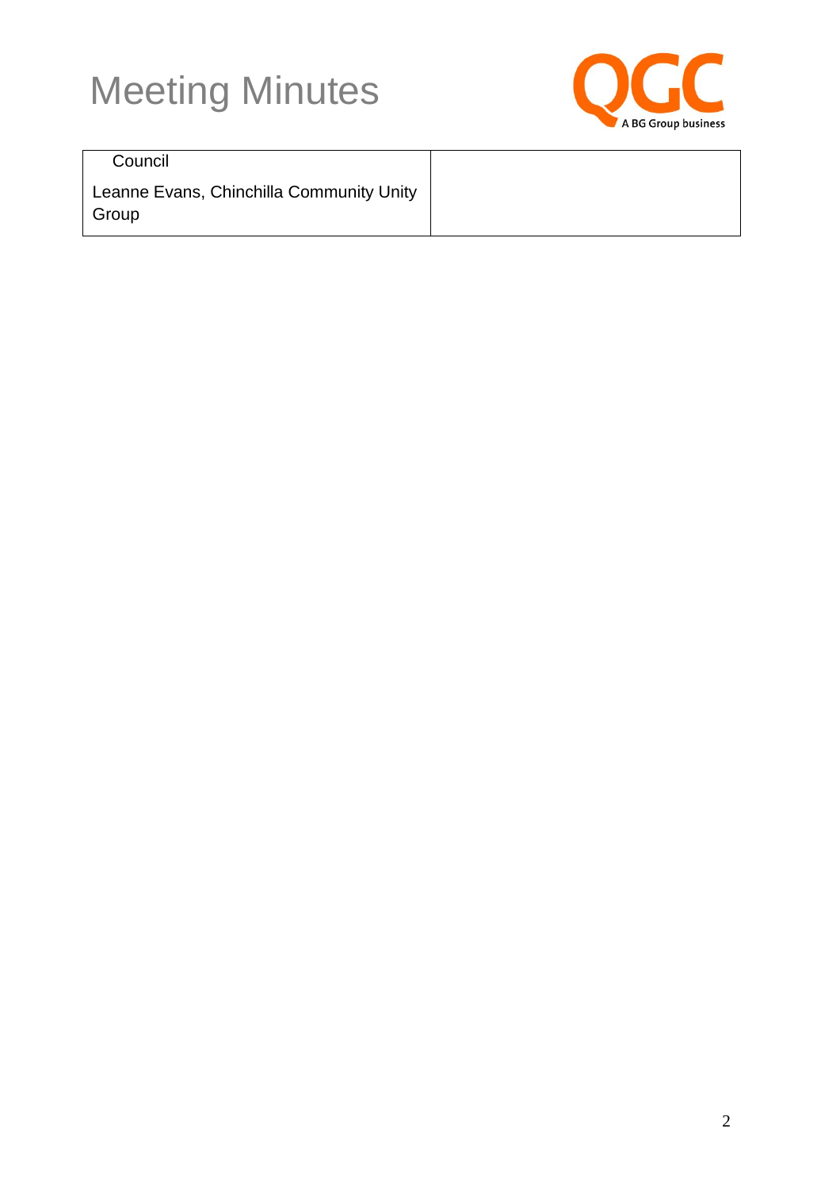# Meeting Minutes

| | |
|---|---|
| Council<br><br>Leanne Evans, Chinchilla Community Unity Group | |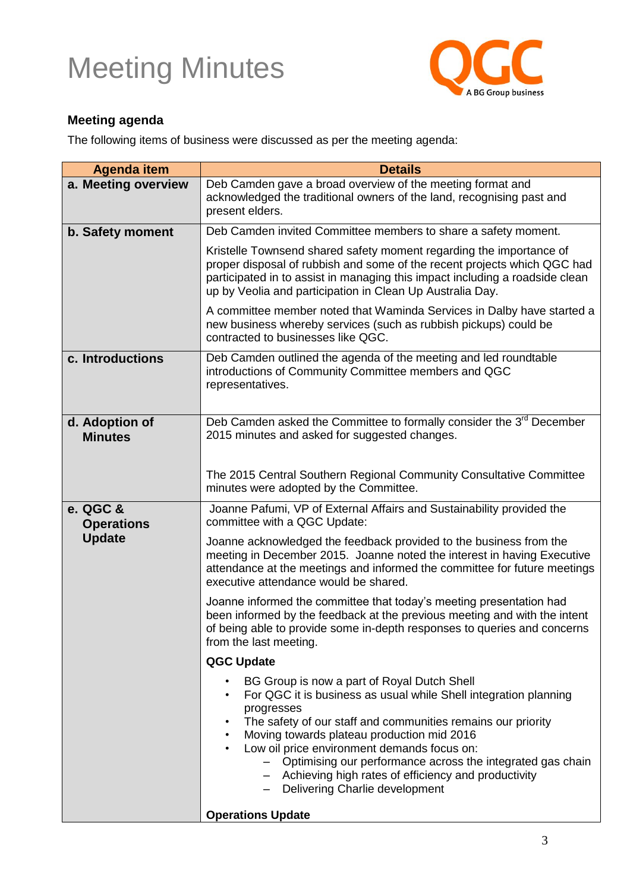# Meeting Minutes

## Meeting agenda

The following items of business were discussed as per the meeting agenda:

| Agenda item | Details |
|---|---|
| **a. Meeting overview** | Deb Camden gave a broad overview of the meeting format and acknowledged the traditional owners of the land, recognising past and present elders. |
| **b. Safety moment** | Deb Camden invited Committee members to share a safety moment.<br><br>Kristelle Townsend shared safety moment regarding the importance of proper disposal of rubbish and some of the recent projects which QGC had participated in to assist in managing this impact including a roadside clean up by Veolia and participation in Clean Up Australia Day.<br><br>A committee member noted that Waminda Services in Dalby have started a new business whereby services (such as rubbish pickups) could be contracted to businesses like QGC. |
| **c. Introductions** | Deb Camden outlined the agenda of the meeting and led roundtable introductions of Community Committee members and QGC representatives. |
| **d. Adoption of Minutes** | Deb Camden asked the Committee to formally consider the 3rd December 2015 minutes and asked for suggested changes.<br><br>The 2015 Central Southern Regional Community Consultative Committee minutes were adopted by the Committee. |
| **e. QGC & Operations Update** | Joanne Pafumi, VP of External Affairs and Sustainability provided the committee with a QGC Update:<br><br>Joanne acknowledged the feedback provided to the business from the meeting in December 2015. Joanne noted the interest in having Executive attendance at the meetings and informed the committee for future meetings executive attendance would be shared.<br><br>Joanne informed the committee that today's meeting presentation had been informed by the feedback at the previous meeting and with the intent of being able to provide some in-depth responses to queries and concerns from the last meeting.<br><br>**QGC Update**<br><br>• BG Group is now a part of Royal Dutch Shell<br>• For QGC it is business as usual while Shell integration planning progresses<br>• The safety of our staff and communities remains our priority<br>• Moving towards plateau production mid 2016<br>• Low oil price environment demands focus on:<br>&nbsp;&nbsp;&nbsp;&nbsp;– Optimising our performance across the integrated gas chain<br>&nbsp;&nbsp;&nbsp;&nbsp;– Achieving high rates of efficiency and productivity<br>&nbsp;&nbsp;&nbsp;&nbsp;– Delivering Charlie development<br><br>**Operations Update** |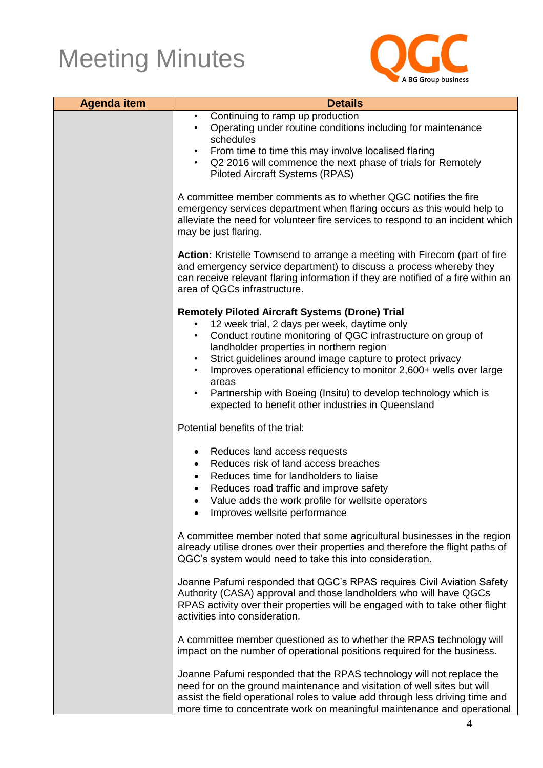# Meeting Minutes

| Agenda item | Details |
|---|---|
| | • Continuing to ramp up production<br>• Operating under routine conditions including for maintenance schedules<br>• From time to time this may involve localised flaring<br>• Q2 2016 will commence the next phase of trials for Remotely Piloted Aircraft Systems (RPAS)<br><br>A committee member comments as to whether QGC notifies the fire emergency services department when flaring occurs as this would help to alleviate the need for volunteer fire services to respond to an incident which may be just flaring.<br><br>**Action:** Kristelle Townsend to arrange a meeting with Firecom (part of fire and emergency service department) to discuss a process whereby they can receive relevant flaring information if they are notified of a fire within an area of QGCs infrastructure.<br><br>**Remotely Piloted Aircraft Systems (Drone) Trial**<br>• 12 week trial, 2 days per week, daytime only<br>• Conduct routine monitoring of QGC infrastructure on group of landholder properties in northern region<br>• Strict guidelines around image capture to protect privacy<br>• Improves operational efficiency to monitor 2,600+ wells over large areas<br>• Partnership with Boeing (Insitu) to develop technology which is expected to benefit other industries in Queensland<br><br>Potential benefits of the trial:<br><br>• Reduces land access requests<br>• Reduces risk of land access breaches<br>• Reduces time for landholders to liaise<br>• Reduces road traffic and improve safety<br>• Value adds the work profile for wellsite operators<br>• Improves wellsite performance<br><br>A committee member noted that some agricultural businesses in the region already utilise drones over their properties and therefore the flight paths of QGC's system would need to take this into consideration.<br><br>Joanne Pafumi responded that QGC's RPAS requires Civil Aviation Safety Authority (CASA) approval and those landholders who will have QGCs RPAS activity over their properties will be engaged with to take other flight activities into consideration.<br><br>A committee member questioned as to whether the RPAS technology will impact on the number of operational positions required for the business.<br><br>Joanne Pafumi responded that the RPAS technology will not replace the need for on the ground maintenance and visitation of well sites but will assist the field operational roles to value add through less driving time and more time to concentrate work on meaningful maintenance and operational |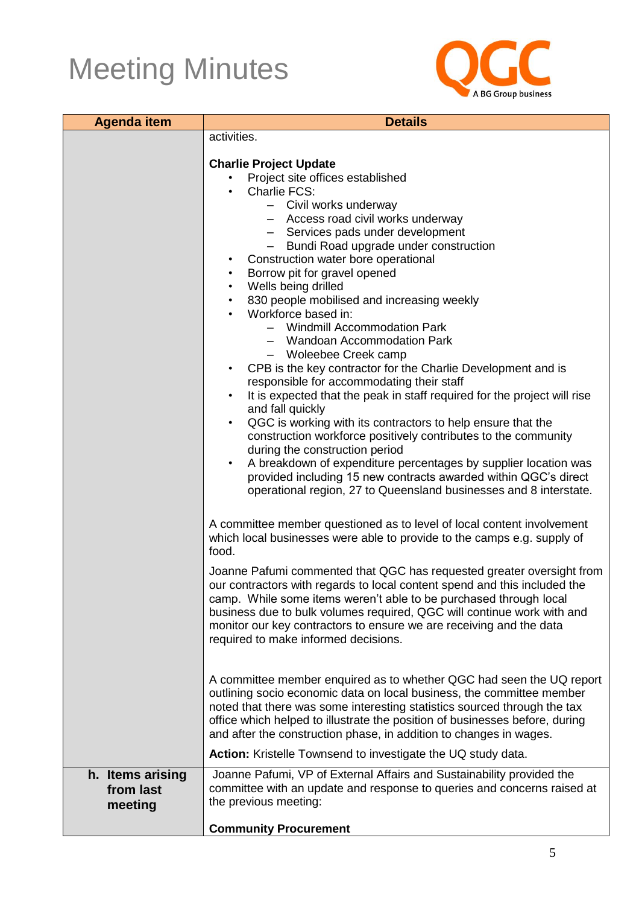# Meeting Minutes

| Agenda item | Details |
|---|---|
| | activities.<br><br>**Charlie Project Update**<br>• Project site offices established<br>• Charlie FCS:<br>&nbsp;&nbsp;– Civil works underway<br>&nbsp;&nbsp;– Access road civil works underway<br>&nbsp;&nbsp;– Services pads under development<br>&nbsp;&nbsp;– Bundi Road upgrade under construction<br>• Construction water bore operational<br>• Borrow pit for gravel opened<br>• Wells being drilled<br>• 830 people mobilised and increasing weekly<br>• Workforce based in:<br>&nbsp;&nbsp;– Windmill Accommodation Park<br>&nbsp;&nbsp;– Wandoan Accommodation Park<br>&nbsp;&nbsp;– Woleebee Creek camp<br>• CPB is the key contractor for the Charlie Development and is responsible for accommodating their staff<br>• It is expected that the peak in staff required for the project will rise and fall quickly<br>• QGC is working with its contractors to help ensure that the construction workforce positively contributes to the community during the construction period<br>• A breakdown of expenditure percentages by supplier location was provided including 15 new contracts awarded within QGC's direct operational region, 27 to Queensland businesses and 8 interstate.<br><br>A committee member questioned as to level of local content involvement which local businesses were able to provide to the camps e.g. supply of food.<br><br>Joanne Pafumi commented that QGC has requested greater oversight from our contractors with regards to local content spend and this included the camp. While some items weren't able to be purchased through local business due to bulk volumes required, QGC will continue work with and monitor our key contractors to ensure we are receiving and the data required to make informed decisions.<br><br>A committee member enquired as to whether QGC had seen the UQ report outlining socio economic data on local business, the committee member noted that there was some interesting statistics sourced through the tax office which helped to illustrate the position of businesses before, during and after the construction phase, in addition to changes in wages.<br><br>**Action:** Kristelle Townsend to investigate the UQ study data. |
| **h. Items arising from last meeting** | Joanne Pafumi, VP of External Affairs and Sustainability provided the committee with an update and response to queries and concerns raised at the previous meeting:<br><br>**Community Procurement** |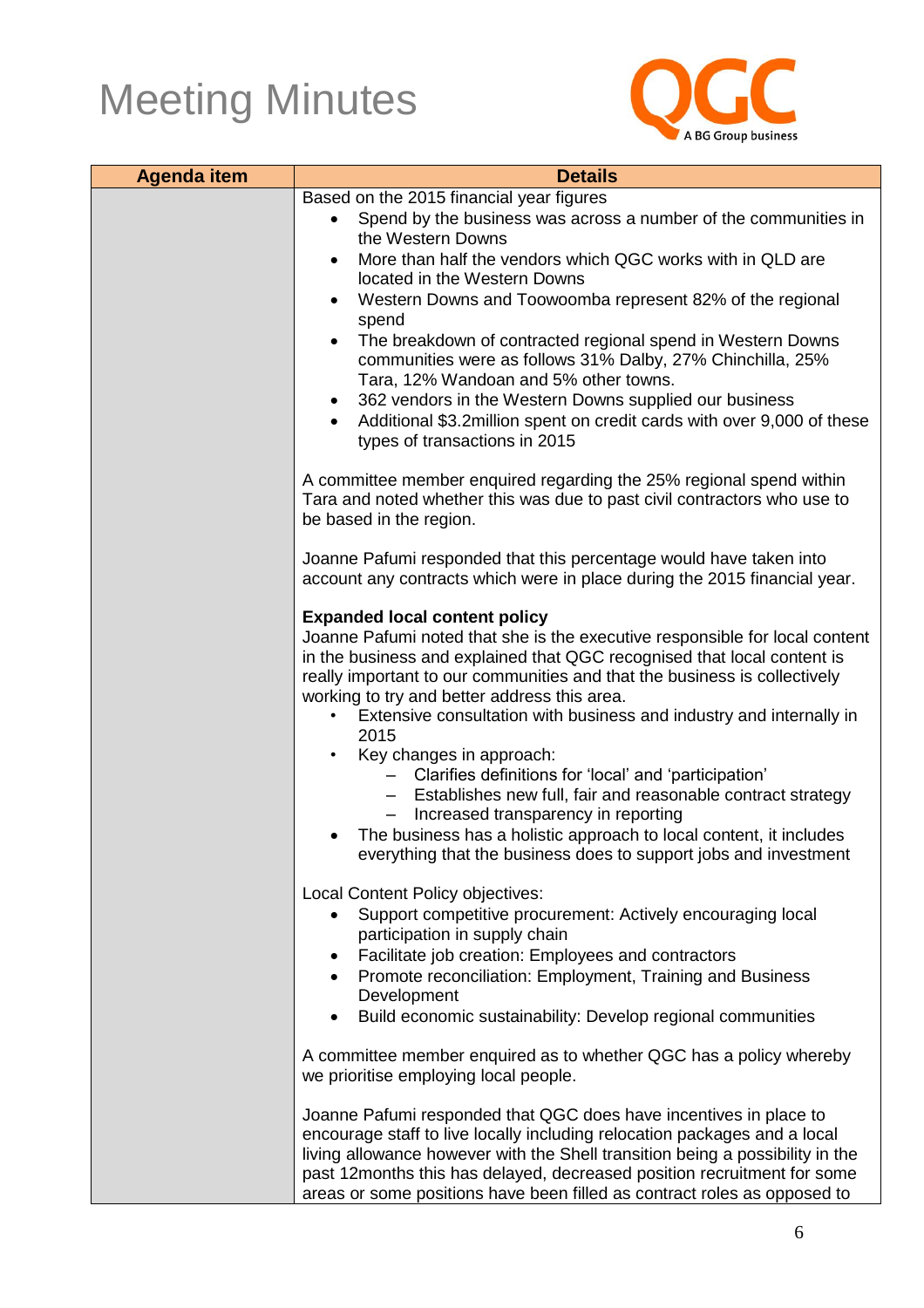# Meeting Minutes

| Agenda item | Details |
|---|---|
| | Based on the 2015 financial year figures<br>• Spend by the business was across a number of the communities in the Western Downs<br>• More than half the vendors which QGC works with in QLD are located in the Western Downs<br>• Western Downs and Toowoomba represent 82% of the regional spend<br>• The breakdown of contracted regional spend in Western Downs communities were as follows 31% Dalby, 27% Chinchilla, 25% Tara, 12% Wandoan and 5% other towns.<br>• 362 vendors in the Western Downs supplied our business<br>• Additional $3.2million spent on credit cards with over 9,000 of these types of transactions in 2015<br><br>A committee member enquired regarding the 25% regional spend within Tara and noted whether this was due to past civil contractors who use to be based in the region.<br><br>Joanne Pafumi responded that this percentage would have taken into account any contracts which were in place during the 2015 financial year.<br><br>**Expanded local content policy**<br>Joanne Pafumi noted that she is the executive responsible for local content in the business and explained that QGC recognised that local content is really important to our communities and that the business is collectively working to try and better address this area.<br>• Extensive consultation with business and industry and internally in 2015<br>• Key changes in approach:<br>&nbsp;&nbsp;&nbsp;&nbsp;– Clarifies definitions for 'local' and 'participation'<br>&nbsp;&nbsp;&nbsp;&nbsp;– Establishes new full, fair and reasonable contract strategy<br>&nbsp;&nbsp;&nbsp;&nbsp;– Increased transparency in reporting<br>• The business has a holistic approach to local content, it includes everything that the business does to support jobs and investment<br><br>Local Content Policy objectives:<br>• Support competitive procurement: Actively encouraging local participation in supply chain<br>• Facilitate job creation: Employees and contractors<br>• Promote reconciliation: Employment, Training and Business Development<br>• Build economic sustainability: Develop regional communities<br><br>A committee member enquired as to whether QGC has a policy whereby we prioritise employing local people.<br><br>Joanne Pafumi responded that QGC does have incentives in place to encourage staff to live locally including relocation packages and a local living allowance however with the Shell transition being a possibility in the past 12months this has delayed, decreased position recruitment for some areas or some positions have been filled as contract roles as opposed to |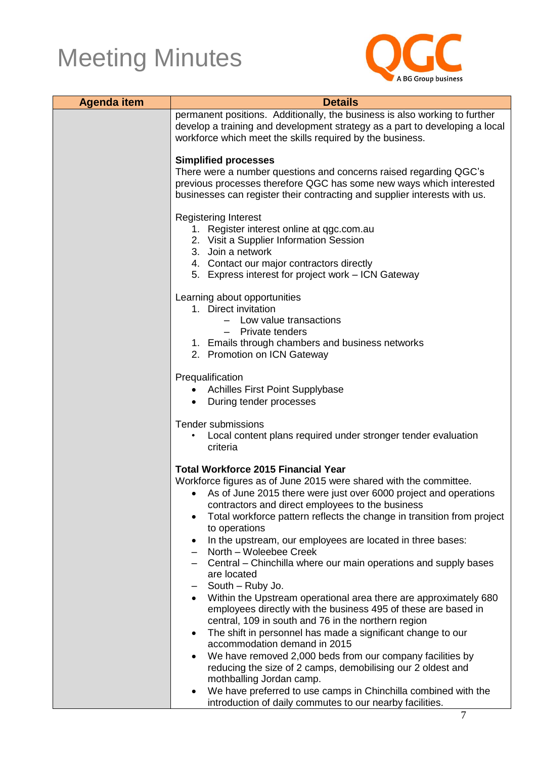# Meeting Minutes

| Agenda item | Details |
|---|---|
| | permanent positions. Additionally, the business is also working to further develop a training and development strategy as a part to developing a local workforce which meet the skills required by the business.<br><br>**Simplified processes**<br>There were a number questions and concerns raised regarding QGC's previous processes therefore QGC has some new ways which interested businesses can register their contracting and supplier interests with us.<br><br>Registering Interest<br>1. Register interest online at qgc.com.au<br>2. Visit a Supplier Information Session<br>3. Join a network<br>4. Contact our major contractors directly<br>5. Express interest for project work – ICN Gateway<br><br>Learning about opportunities<br>1. Direct invitation<br>– Low value transactions<br>– Private tenders<br>1. Emails through chambers and business networks<br>2. Promotion on ICN Gateway<br><br>Prequalification<br>• Achilles First Point Supplybase<br>• During tender processes<br><br>Tender submissions<br>• Local content plans required under stronger tender evaluation criteria<br><br>**Total Workforce 2015 Financial Year**<br>Workforce figures as of June 2015 were shared with the committee.<br>• As of June 2015 there were just over 6000 project and operations contractors and direct employees to the business<br>• Total workforce pattern reflects the change in transition from project to operations<br>• In the upstream, our employees are located in three bases:<br>– North – Woleebee Creek<br>– Central – Chinchilla where our main operations and supply bases are located<br>– South – Ruby Jo.<br>• Within the Upstream operational area there are approximately 680 employees directly with the business 495 of these are based in central, 109 in south and 76 in the northern region<br>• The shift in personnel has made a significant change to our accommodation demand in 2015<br>• We have removed 2,000 beds from our company facilities by reducing the size of 2 camps, demobilising our 2 oldest and mothballing Jordan camp.<br>• We have preferred to use camps in Chinchilla combined with the introduction of daily commutes to our nearby facilities. |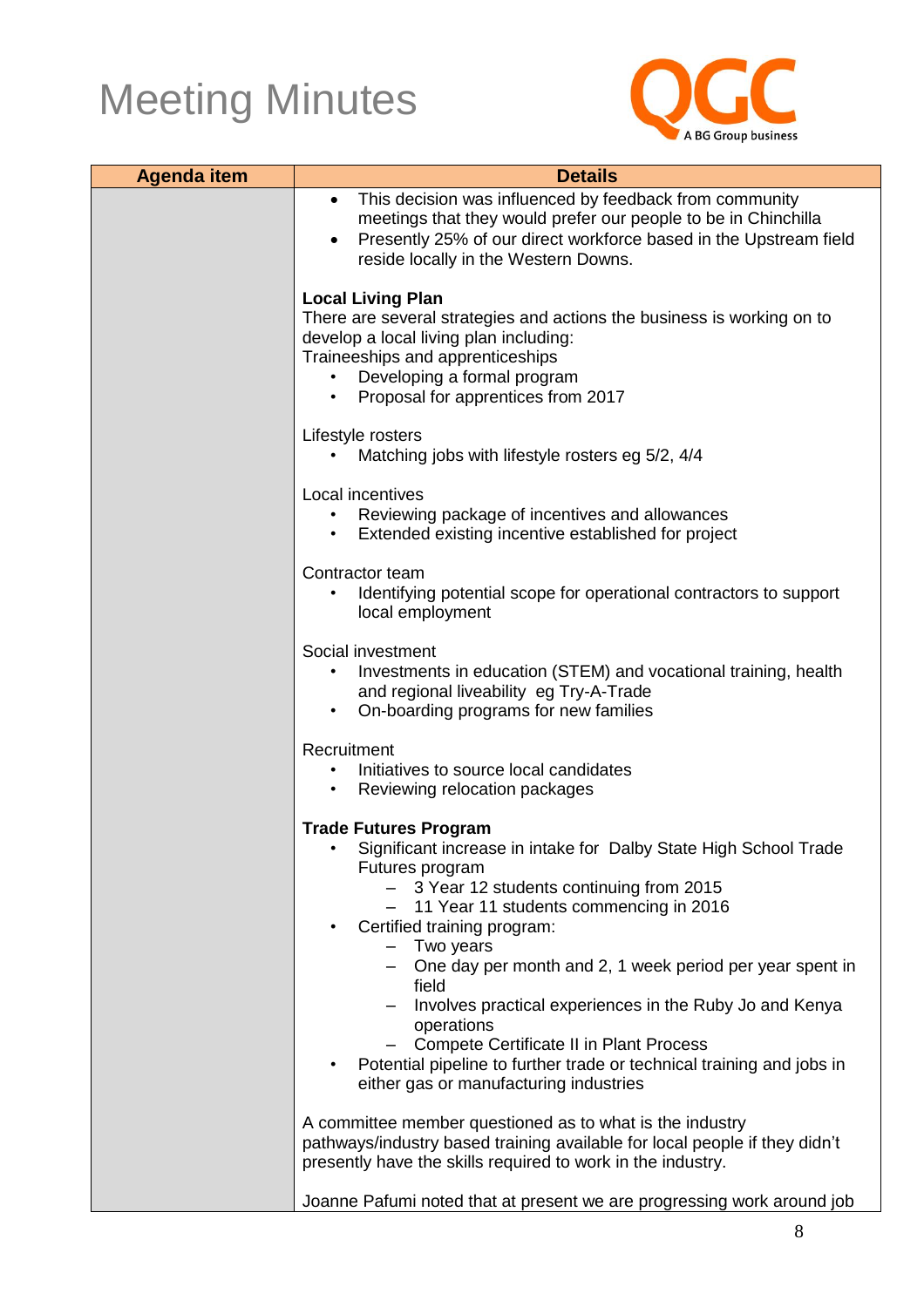# Meeting Minutes

| Agenda item | Details |
| --- | --- |
| | • This decision was influenced by feedback from community meetings that they would prefer our people to be in Chinchilla<br>• Presently 25% of our direct workforce based in the Upstream field reside locally in the Western Downs.<br><br>**Local Living Plan**<br>There are several strategies and actions the business is working on to develop a local living plan including:<br>Traineeships and apprenticeships<br>• Developing a formal program<br>• Proposal for apprentices from 2017<br><br>Lifestyle rosters<br>• Matching jobs with lifestyle rosters eg 5/2, 4/4<br><br>Local incentives<br>• Reviewing package of incentives and allowances<br>• Extended existing incentive established for project<br><br>Contractor team<br>• Identifying potential scope for operational contractors to support local employment<br><br>Social investment<br>• Investments in education (STEM) and vocational training, health and regional liveability eg Try-A-Trade<br>• On-boarding programs for new families<br><br>Recruitment<br>• Initiatives to source local candidates<br>• Reviewing relocation packages<br><br>**Trade Futures Program**<br>• Significant increase in intake for Dalby State High School Trade Futures program<br>&nbsp;&nbsp;&nbsp;&nbsp;– 3 Year 12 students continuing from 2015<br>&nbsp;&nbsp;&nbsp;&nbsp;– 11 Year 11 students commencing in 2016<br>• Certified training program:<br>&nbsp;&nbsp;&nbsp;&nbsp;– Two years<br>&nbsp;&nbsp;&nbsp;&nbsp;– One day per month and 2, 1 week period per year spent in field<br>&nbsp;&nbsp;&nbsp;&nbsp;– Involves practical experiences in the Ruby Jo and Kenya operations<br>&nbsp;&nbsp;&nbsp;&nbsp;– Compete Certificate II in Plant Process<br>• Potential pipeline to further trade or technical training and jobs in either gas or manufacturing industries<br><br>A committee member questioned as to what is the industry pathways/industry based training available for local people if they didn't presently have the skills required to work in the industry.<br><br>Joanne Pafumi noted that at present we are progressing work around job |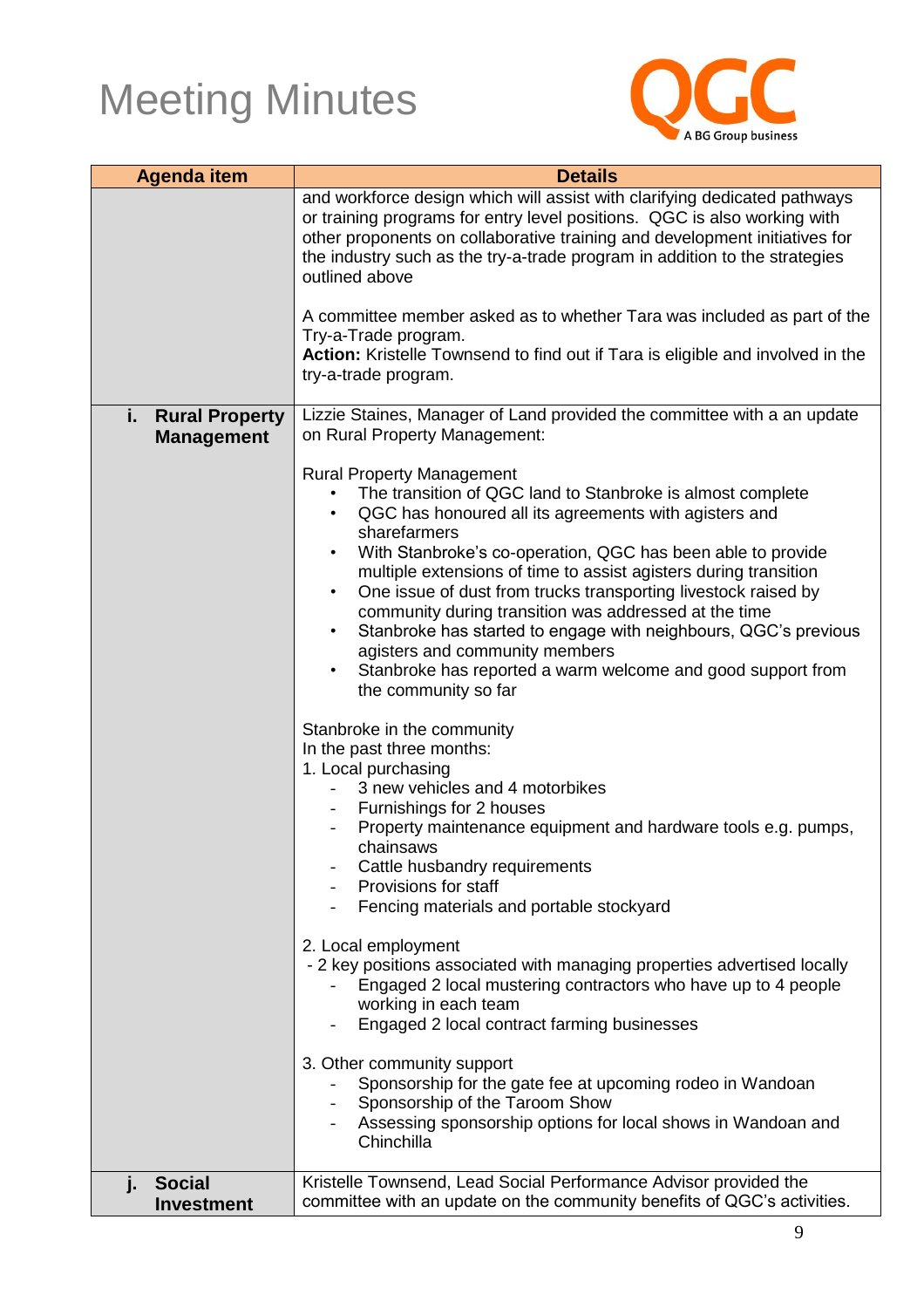# Meeting Minutes

| Agenda item | Details |
| --- | --- |
| | and workforce design which will assist with clarifying dedicated pathways or training programs for entry level positions. QGC is also working with other proponents on collaborative training and development initiatives for the industry such as the try-a-trade program in addition to the strategies outlined above<br><br>A committee member asked as to whether Tara was included as part of the Try-a-Trade program.<br>**Action:** Kristelle Townsend to find out if Tara is eligible and involved in the try-a-trade program. |
| **i. Rural Property Management** | Lizzie Staines, Manager of Land provided the committee with a an update on Rural Property Management:<br><br>Rural Property Management<br>• The transition of QGC land to Stanbroke is almost complete<br>• QGC has honoured all its agreements with agisters and sharefarmers<br>• With Stanbroke's co-operation, QGC has been able to provide multiple extensions of time to assist agisters during transition<br>• One issue of dust from trucks transporting livestock raised by community during transition was addressed at the time<br>• Stanbroke has started to engage with neighbours, QGC's previous agisters and community members<br>• Stanbroke has reported a warm welcome and good support from the community so far<br><br>Stanbroke in the community<br>In the past three months:<br>1. Local purchasing<br>- 3 new vehicles and 4 motorbikes<br>- Furnishings for 2 houses<br>- Property maintenance equipment and hardware tools e.g. pumps, chainsaws<br>- Cattle husbandry requirements<br>- Provisions for staff<br>- Fencing materials and portable stockyard<br><br>2. Local employment<br>- 2 key positions associated with managing properties advertised locally<br>- Engaged 2 local mustering contractors who have up to 4 people working in each team<br>- Engaged 2 local contract farming businesses<br><br>3. Other community support<br>- Sponsorship for the gate fee at upcoming rodeo in Wandoan<br>- Sponsorship of the Taroom Show<br>- Assessing sponsorship options for local shows in Wandoan and Chinchilla |
| **j. Social Investment** | Kristelle Townsend, Lead Social Performance Advisor provided the committee with an update on the community benefits of QGC's activities. |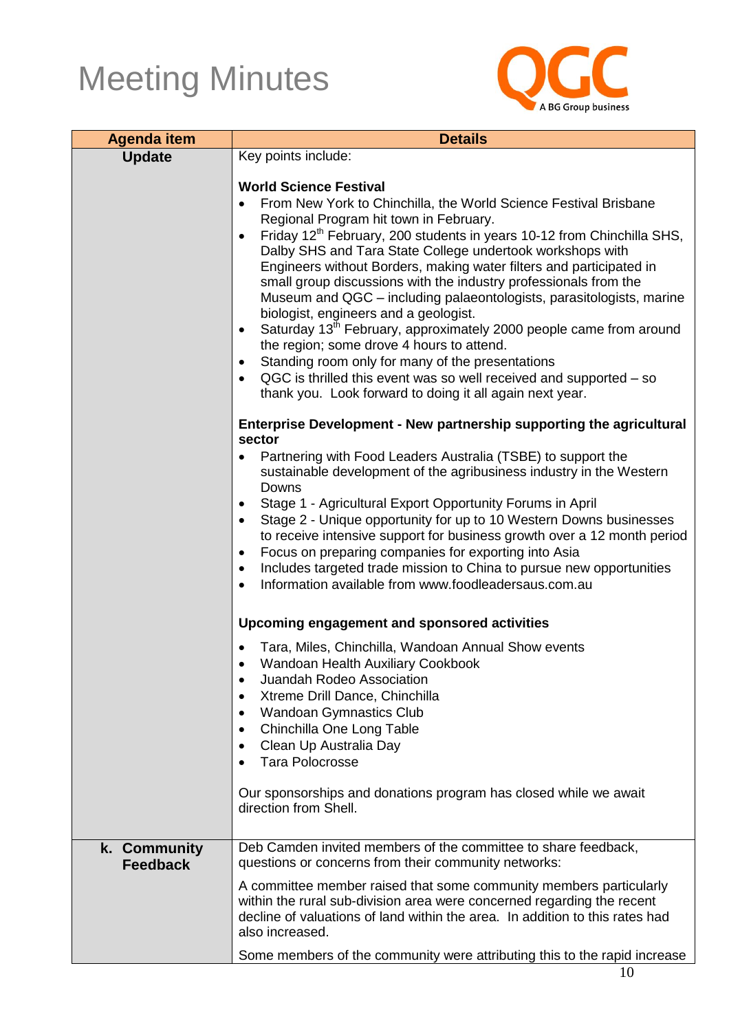# Meeting Minutes

QGC A BG Group business

| Agenda item | Details |
|---|---|
| **Update** | Key points include:<br><br>**World Science Festival**<br>• From New York to Chinchilla, the World Science Festival Brisbane Regional Program hit town in February.<br>• Friday 12th February, 200 students in years 10-12 from Chinchilla SHS, Dalby SHS and Tara State College undertook workshops with Engineers without Borders, making water filters and participated in small group discussions with the industry professionals from the Museum and QGC – including palaeontologists, parasitologists, marine biologist, engineers and a geologist.<br>• Saturday 13th February, approximately 2000 people came from around the region; some drove 4 hours to attend.<br>• Standing room only for many of the presentations<br>• QGC is thrilled this event was so well received and supported – so thank you. Look forward to doing it all again next year.<br><br>**Enterprise Development - New partnership supporting the agricultural sector**<br>• Partnering with Food Leaders Australia (TSBE) to support the sustainable development of the agribusiness industry in the Western Downs<br>• Stage 1 - Agricultural Export Opportunity Forums in April<br>• Stage 2 - Unique opportunity for up to 10 Western Downs businesses to receive intensive support for business growth over a 12 month period<br>• Focus on preparing companies for exporting into Asia<br>• Includes targeted trade mission to China to pursue new opportunities<br>• Information available from www.foodleadersaus.com.au<br><br>**Upcoming engagement and sponsored activities**<br>• Tara, Miles, Chinchilla, Wandoan Annual Show events<br>• Wandoan Health Auxiliary Cookbook<br>• Juandah Rodeo Association<br>• Xtreme Drill Dance, Chinchilla<br>• Wandoan Gymnastics Club<br>• Chinchilla One Long Table<br>• Clean Up Australia Day<br>• Tara Polocrosse<br><br>Our sponsorships and donations program has closed while we await direction from Shell. |
| **k. Community Feedback** | Deb Camden invited members of the committee to share feedback, questions or concerns from their community networks:<br><br>A committee member raised that some community members particularly within the rural sub-division area were concerned regarding the recent decline of valuations of land within the area. In addition to this rates had also increased.<br><br>Some members of the community were attributing this to the rapid increase |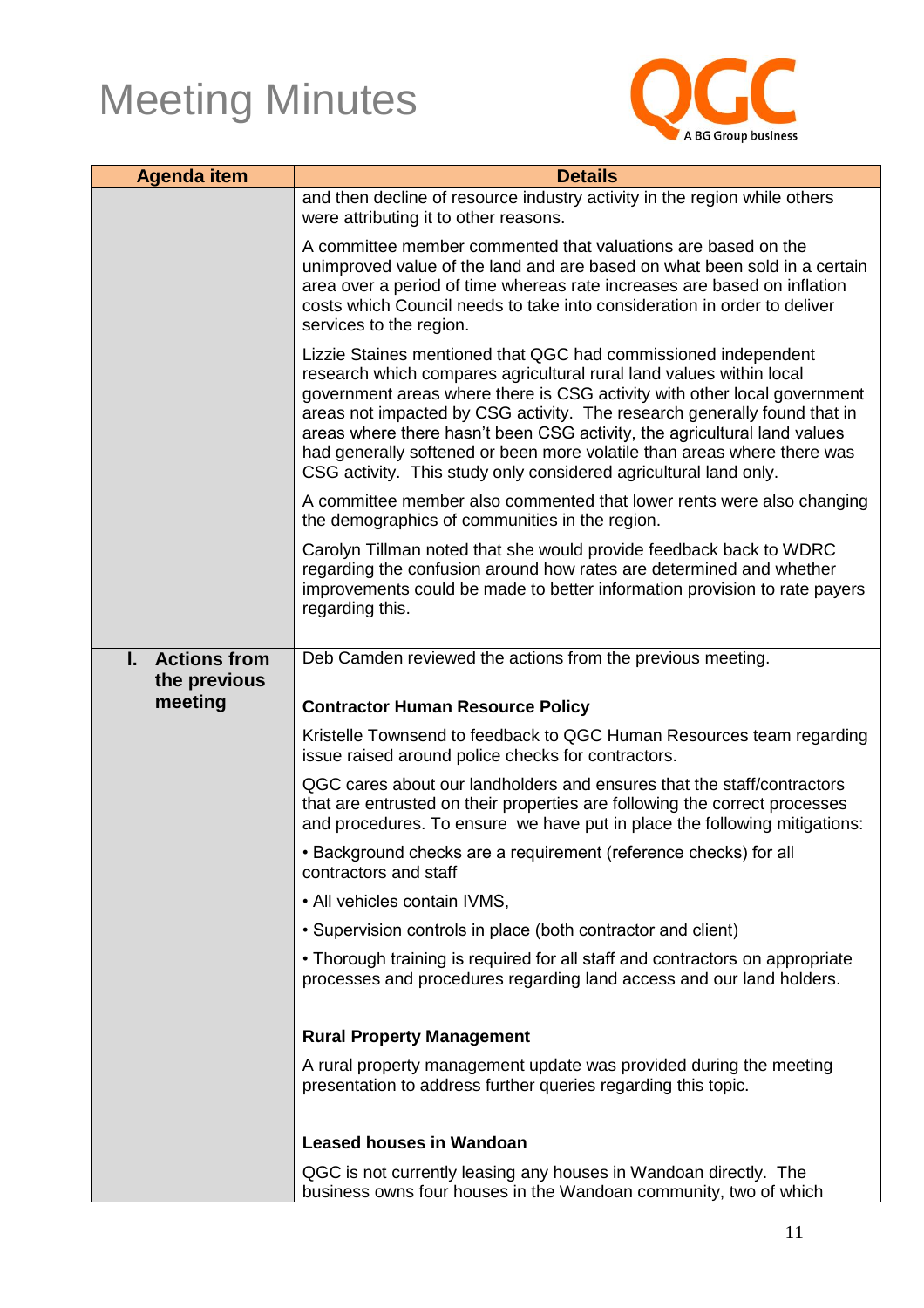# Meeting Minutes

| Agenda item | Details |
|---|---|
| | and then decline of resource industry activity in the region while others were attributing it to other reasons.<br><br>A committee member commented that valuations are based on the unimproved value of the land and are based on what been sold in a certain area over a period of time whereas rate increases are based on inflation costs which Council needs to take into consideration in order to deliver services to the region.<br><br>Lizzie Staines mentioned that QGC had commissioned independent research which compares agricultural rural land values within local government areas where there is CSG activity with other local government areas not impacted by CSG activity. The research generally found that in areas where there hasn't been CSG activity, the agricultural land values had generally softened or been more volatile than areas where there was CSG activity. This study only considered agricultural land only.<br><br>A committee member also commented that lower rents were also changing the demographics of communities in the region.<br><br>Carolyn Tillman noted that she would provide feedback back to WDRC regarding the confusion around how rates are determined and whether improvements could be made to better information provision to rate payers regarding this. |
| **I. Actions from the previous meeting** | Deb Camden reviewed the actions from the previous meeting.<br><br>**Contractor Human Resource Policy**<br><br>Kristelle Townsend to feedback to QGC Human Resources team regarding issue raised around police checks for contractors.<br><br>QGC cares about our landholders and ensures that the staff/contractors that are entrusted on their properties are following the correct processes and procedures. To ensure we have put in place the following mitigations:<br><br>• Background checks are a requirement (reference checks) for all contractors and staff<br><br>• All vehicles contain IVMS,<br><br>• Supervision controls in place (both contractor and client)<br><br>• Thorough training is required for all staff and contractors on appropriate processes and procedures regarding land access and our land holders.<br><br>**Rural Property Management**<br><br>A rural property management update was provided during the meeting presentation to address further queries regarding this topic.<br><br>**Leased houses in Wandoan**<br><br>QGC is not currently leasing any houses in Wandoan directly. The business owns four houses in the Wandoan community, two of which |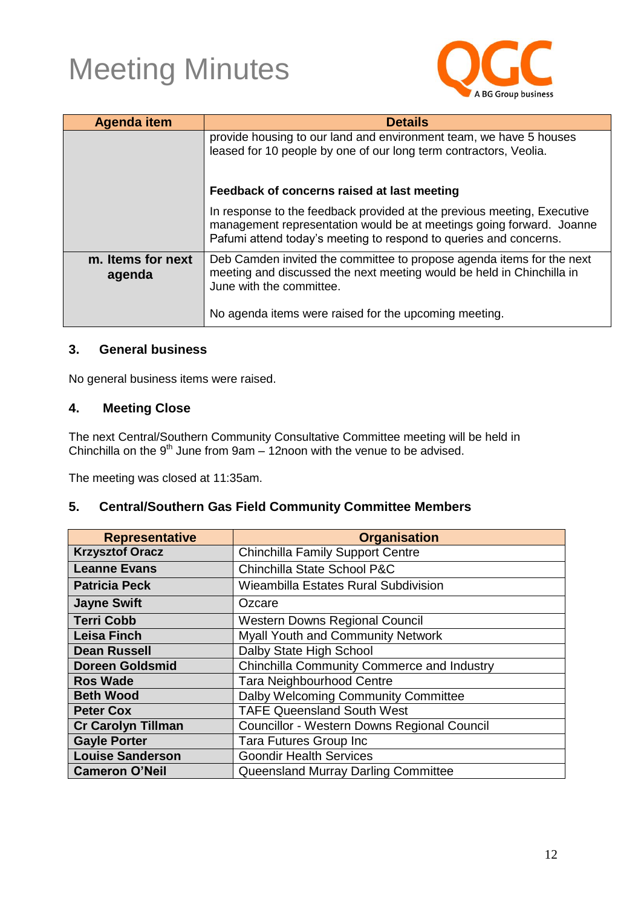# Meeting Minutes

| Agenda item | Details |
| --- | --- |
| | provide housing to our land and environment team, we have 5 houses leased for 10 people by one of our long term contractors, Veolia.<br><br>**Feedback of concerns raised at last meeting**<br><br>In response to the feedback provided at the previous meeting, Executive management representation would be at meetings going forward. Joanne Pafumi attend today's meeting to respond to queries and concerns. |
| **m. Items for next agenda** | Deb Camden invited the committee to propose agenda items for the next meeting and discussed the next meeting would be held in Chinchilla in June with the committee.<br><br>No agenda items were raised for the upcoming meeting. |

### 3. General business

No general business items were raised.

### 4. Meeting Close

The next Central/Southern Community Consultative Committee meeting will be held in Chinchilla on the 9th June from 9am – 12noon with the venue to be advised.

The meeting was closed at 11:35am.

### 5. Central/Southern Gas Field Community Committee Members

| Representative | Organisation |
| --- | --- |
| **Krzysztof Oracz** | Chinchilla Family Support Centre |
| **Leanne Evans** | Chinchilla State School P&C |
| **Patricia Peck** | Wieambilla Estates Rural Subdivision |
| **Jayne Swift** | Ozcare |
| **Terri Cobb** | Western Downs Regional Council |
| **Leisa Finch** | Myall Youth and Community Network |
| **Dean Russell** | Dalby State High School |
| **Doreen Goldsmid** | Chinchilla Community Commerce and Industry |
| **Ros Wade** | Tara Neighbourhood Centre |
| **Beth Wood** | Dalby Welcoming Community Committee |
| **Peter Cox** | TAFE Queensland South West |
| **Cr Carolyn Tillman** | Councillor - Western Downs Regional Council |
| **Gayle Porter** | Tara Futures Group Inc |
| **Louise Sanderson** | Goondir Health Services |
| **Cameron O'Neil** | Queensland Murray Darling Committee |